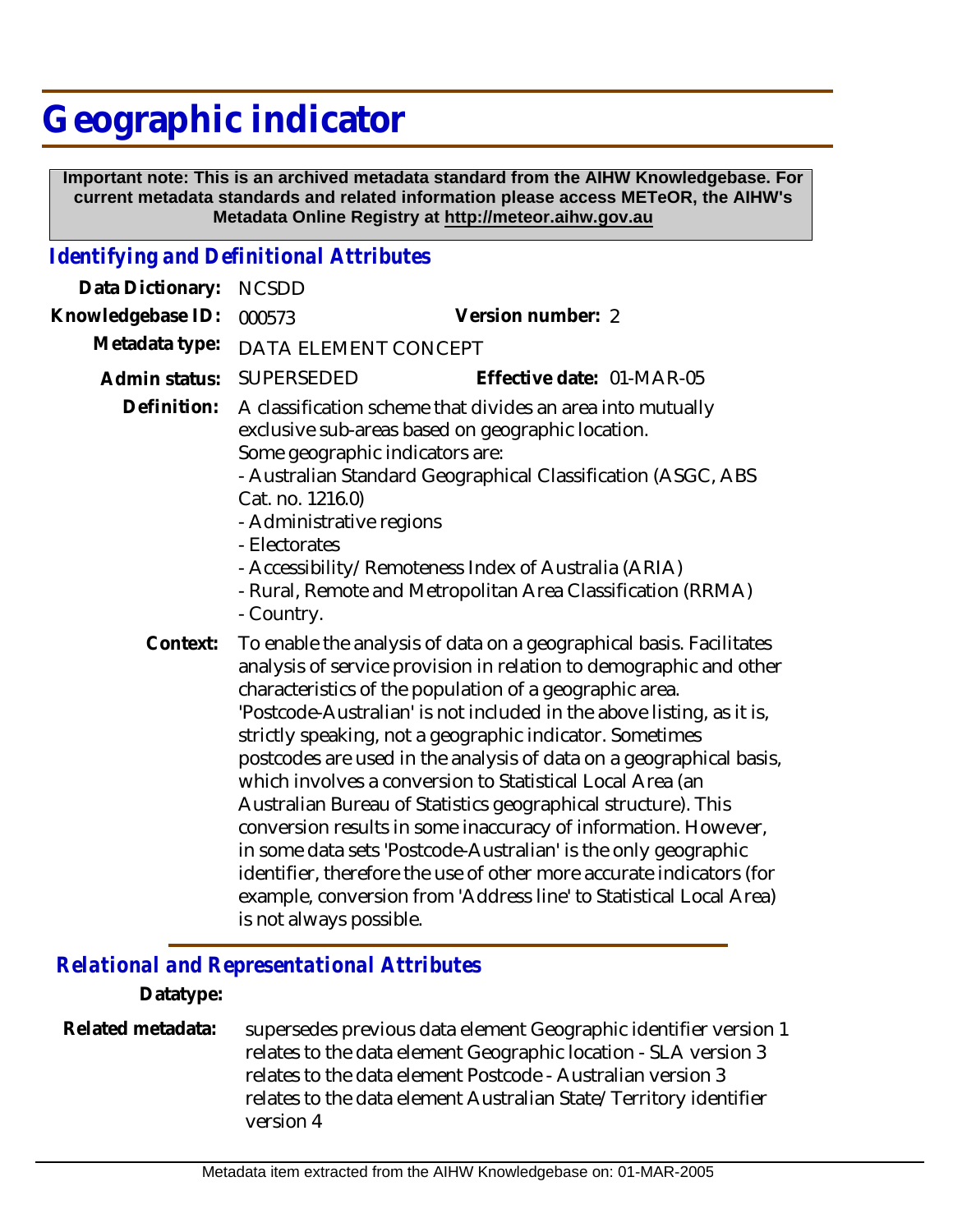# Geographic indicator

**Important note: This is an archived metadata standard from the AIHW Knowledgebase. For current metadata standards and related information please access METeOR, the AIHW's Metadata Online Registry at http://meteor.aihw.gov.au**

## *Identifying and Definitional Attributes*

**Data Dictionary:** NCSDD

**Knowledgebase ID:** 000573 **Version number:** 2

**Metadata type:** DATA ELEMENT CONCEPT

**Admin status:** SUPERSEDED **Effective date:** 01-MAR-05

**Definition:** A classification scheme that divides an area into mutually exclusive sub-areas based on geographic location.
Some geographic indicators are:
- Australian Standard Geographical Classification (ASGC, ABS Cat. no. 1216.0)
- Administrative regions
- Electorates
- Accessibility/Remoteness Index of Australia (ARIA)
- Rural, Remote and Metropolitan Area Classification (RRMA)
- Country.

**Context:** To enable the analysis of data on a geographical basis. Facilitates analysis of service provision in relation to demographic and other characteristics of the population of a geographic area.
'Postcode-Australian' is not included in the above listing, as it is, strictly speaking, not a geographic indicator. Sometimes postcodes are used in the analysis of data on a geographical basis, which involves a conversion to Statistical Local Area (an Australian Bureau of Statistics geographical structure). This conversion results in some inaccuracy of information. However, in some data sets 'Postcode-Australian' is the only geographic identifier, therefore the use of other more accurate indicators (for example, conversion from 'Address line' to Statistical Local Area) is not always possible.

## *Relational and Representational Attributes*

**Datatype:**

**Related metadata:** supersedes previous data element Geographic identifier version 1
relates to the data element Geographic location - SLA version 3
relates to the data element Postcode - Australian version 3
relates to the data element Australian State/Territory identifier version 4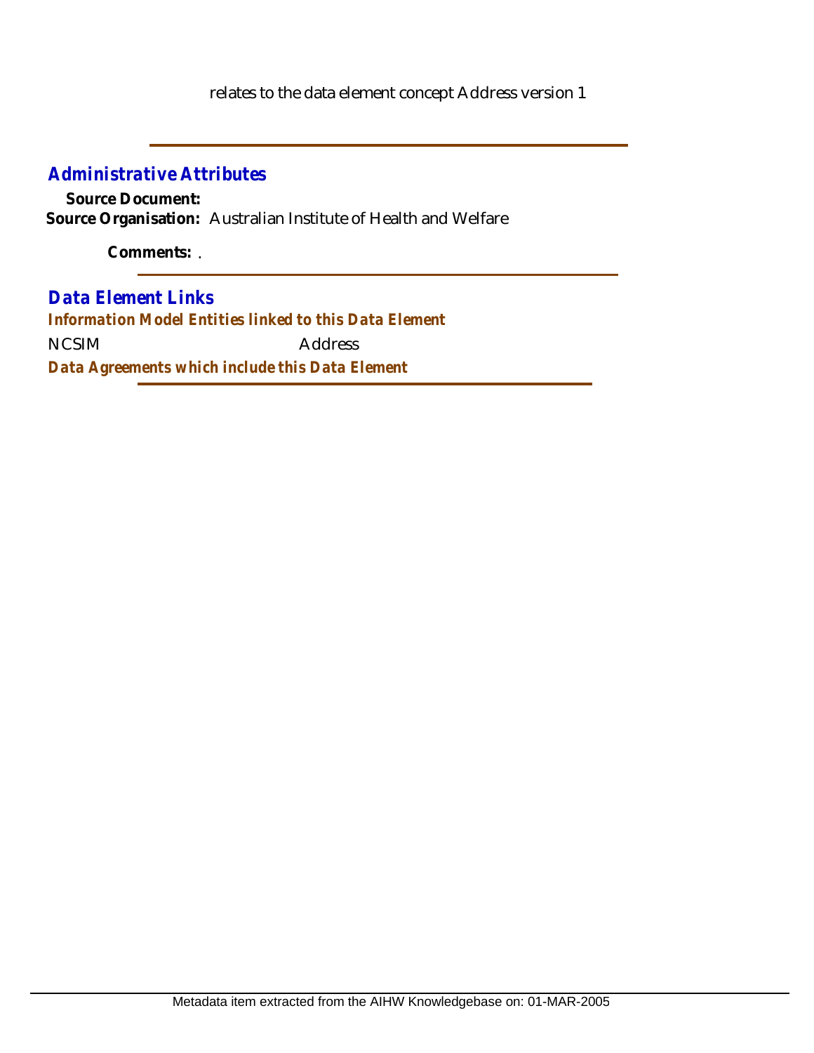relates to the data element concept Address version 1

## Administrative Attributes

**Source Document:**

**Source Organisation:** Australian Institute of Health and Welfare

**Comments:** .

## Data Element Links

**Information Model Entities linked to this Data Element**

| | |
|---|---|
| NCSIM | Address |

**Data Agreements which include this Data Element**

Metadata item extracted from the AIHW Knowledgebase on: 01-MAR-2005